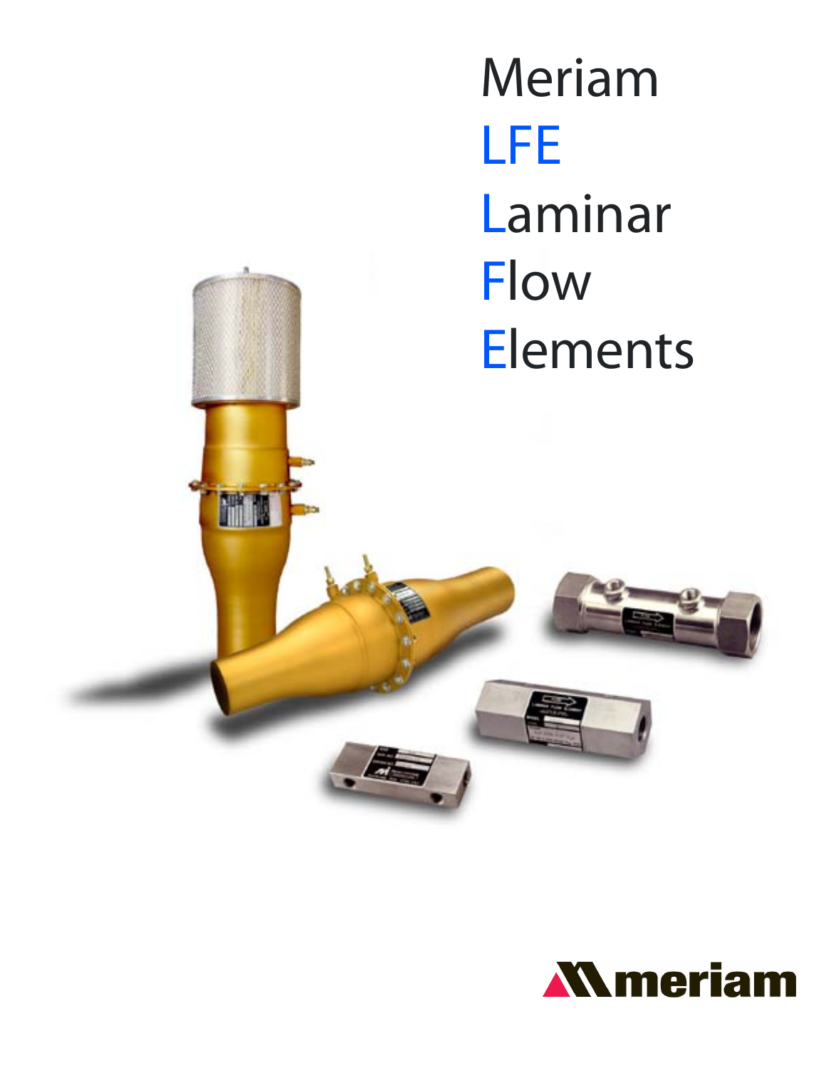# Meriam LFE Laminar Flow Elements

meriam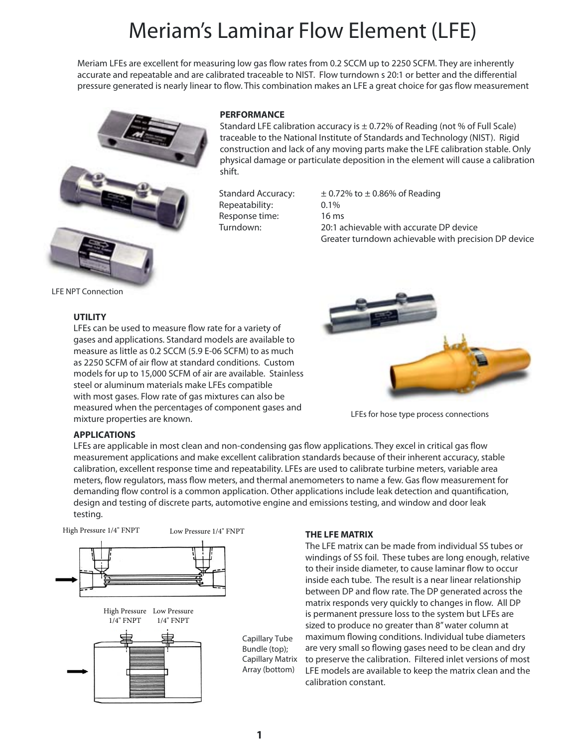# Meriam's Laminar Flow Element (LFE)

Meriam LFEs are excellent for measuring low gas flow rates from 0.2 SCCM up to 2250 SCFM. They are inherently accurate and repeatable and are calibrated traceable to NIST. Flow turndown s 20:1 or better and the differential pressure generated is nearly linear to flow. This combination makes an LFE a great choice for gas flow measurement

LFE NPT Connection

### PERFORMANCE

Standard LFE calibration accuracy is ± 0.72% of Reading (not % of Full Scale) traceable to the National Institute of Standards and Technology (NIST). Rigid construction and lack of any moving parts make the LFE calibration stable. Only physical damage or particulate deposition in the element will cause a calibration shift.

| | |
|---|---|
| Standard Accuracy: | ± 0.72% to ± 0.86% of Reading |
| Repeatability: | 0.1% |
| Response time: | 16 ms |
| Turndown: | 20:1 achievable with accurate DP device<br>Greater turndown achievable with precision DP device |

### UTILITY

LFEs can be used to measure flow rate for a variety of gases and applications. Standard models are available to measure as little as 0.2 SCCM (5.9 E-06 SCFM) to as much as 2250 SCFM of air flow at standard conditions. Custom models for up to 15,000 SCFM of air are available. Stainless steel or aluminum materials make LFEs compatible with most gases. Flow rate of gas mixtures can also be measured when the percentages of component gases and mixture properties are known.

LFEs for hose type process connections

### APPLICATIONS

LFEs are applicable in most clean and non-condensing gas flow applications. They excel in critical gas flow measurement applications and make excellent calibration standards because of their inherent accuracy, stable calibration, excellent response time and repeatability. LFEs are used to calibrate turbine meters, variable area meters, flow regulators, mass flow meters, and thermal anemometers to name a few. Gas flow measurement for demanding flow control is a common application. Other applications include leak detection and quantification, design and testing of discrete parts, automotive engine and emissions testing, and window and door leak testing.

High Pressure 1/4" FNPT    Low Pressure 1/4" FNPT

High Pressure 1/4" FNPT    Low Pressure 1/4" FNPT

Capillary Tube Bundle (top); Capillary Matrix Array (bottom)

### THE LFE MATRIX

The LFE matrix can be made from individual SS tubes or windings of SS foil. These tubes are long enough, relative to their inside diameter, to cause laminar flow to occur inside each tube. The result is a near linear relationship between DP and flow rate. The DP generated across the matrix responds very quickly to changes in flow. All DP is permanent pressure loss to the system but LFEs are sized to produce no greater than 8" water column at maximum flowing conditions. Individual tube diameters are very small so flowing gases need to be clean and dry to preserve the calibration. Filtered inlet versions of most LFE models are available to keep the matrix clean and the calibration constant.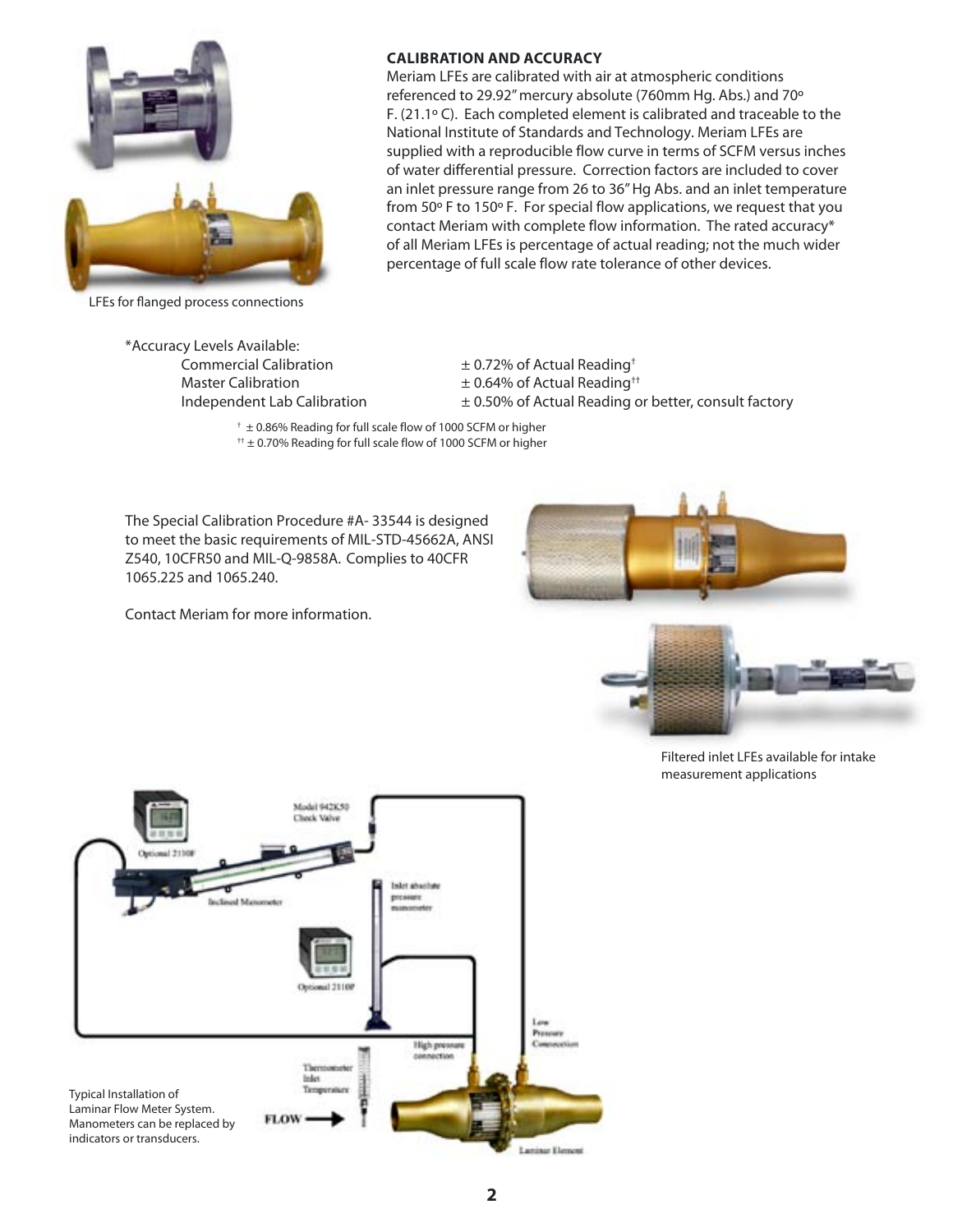LFEs for flanged process connections

## CALIBRATION AND ACCURACY

Meriam LFEs are calibrated with air at atmospheric conditions referenced to 29.92" mercury absolute (760mm Hg. Abs.) and 70º F. (21.1º C). Each completed element is calibrated and traceable to the National Institute of Standards and Technology. Meriam LFEs are supplied with a reproducible flow curve in terms of SCFM versus inches of water differential pressure. Correction factors are included to cover an inlet pressure range from 26 to 36" Hg Abs. and an inlet temperature from 50º F to 150º F. For special flow applications, we request that you contact Meriam with complete flow information. The rated accuracy* of all Meriam LFEs is percentage of actual reading; not the much wider percentage of full scale flow rate tolerance of other devices.

*Accuracy Levels Available:

| | |
|---|---|
| Commercial Calibration | ± 0.72% of Actual Reading† |
| Master Calibration | ± 0.64% of Actual Reading†† |
| Independent Lab Calibration | ± 0.50% of Actual Reading or better, consult factory |

† ± 0.86% Reading for full scale flow of 1000 SCFM or higher
†† ± 0.70% Reading for full scale flow of 1000 SCFM or higher

The Special Calibration Procedure #A- 33544 is designed to meet the basic requirements of MIL-STD-45662A, ANSI Z540, 10CFR50 and MIL-Q-9858A. Complies to 40CFR 1065.225 and 1065.240.

Contact Meriam for more information.

Filtered inlet LFEs available for intake measurement applications

Typical Installation of Laminar Flow Meter System. Manometers can be replaced by indicators or transducers.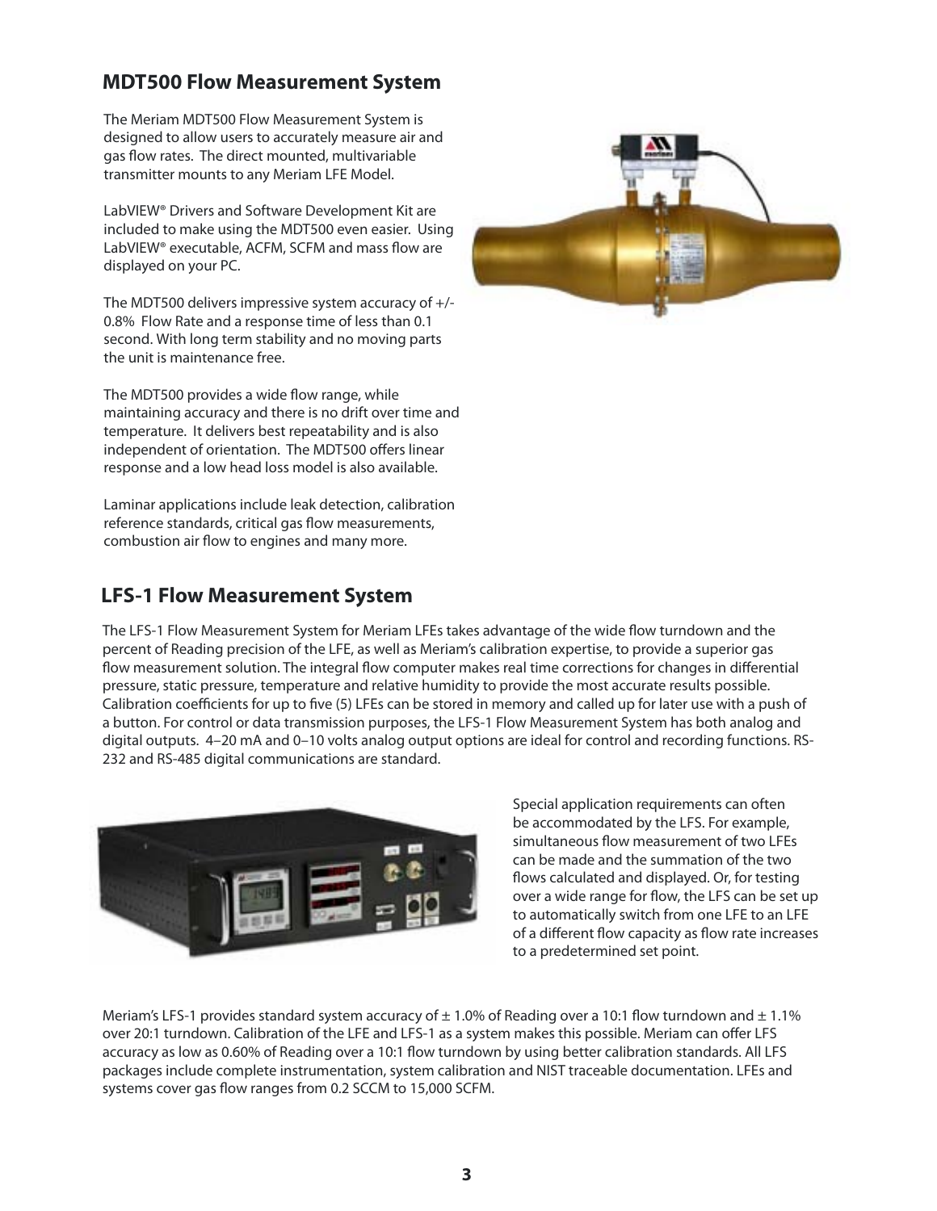## MDT500 Flow Measurement System

The Meriam MDT500 Flow Measurement System is designed to allow users to accurately measure air and gas flow rates. The direct mounted, multivariable transmitter mounts to any Meriam LFE Model.

LabVIEW® Drivers and Software Development Kit are included to make using the MDT500 even easier. Using LabVIEW® executable, ACFM, SCFM and mass flow are displayed on your PC.

The MDT500 delivers impressive system accuracy of +/- 0.8% Flow Rate and a response time of less than 0.1 second. With long term stability and no moving parts the unit is maintenance free.

The MDT500 provides a wide flow range, while maintaining accuracy and there is no drift over time and temperature. It delivers best repeatability and is also independent of orientation. The MDT500 offers linear response and a low head loss model is also available.

Laminar applications include leak detection, calibration reference standards, critical gas flow measurements, combustion air flow to engines and many more.

## LFS-1 Flow Measurement System

The LFS-1 Flow Measurement System for Meriam LFEs takes advantage of the wide flow turndown and the percent of Reading precision of the LFE, as well as Meriam's calibration expertise, to provide a superior gas flow measurement solution. The integral flow computer makes real time corrections for changes in differential pressure, static pressure, temperature and relative humidity to provide the most accurate results possible. Calibration coefficients for up to five (5) LFEs can be stored in memory and called up for later use with a push of a button. For control or data transmission purposes, the LFS-1 Flow Measurement System has both analog and digital outputs. 4–20 mA and 0–10 volts analog output options are ideal for control and recording functions. RS-232 and RS-485 digital communications are standard.

Special application requirements can often be accommodated by the LFS. For example, simultaneous flow measurement of two LFEs can be made and the summation of the two flows calculated and displayed. Or, for testing over a wide range for flow, the LFS can be set up to automatically switch from one LFE to an LFE of a different flow capacity as flow rate increases to a predetermined set point.

Meriam's LFS-1 provides standard system accuracy of ± 1.0% of Reading over a 10:1 flow turndown and ± 1.1% over 20:1 turndown. Calibration of the LFE and LFS-1 as a system makes this possible. Meriam can offer LFS accuracy as low as 0.60% of Reading over a 10:1 flow turndown by using better calibration standards. All LFS packages include complete instrumentation, system calibration and NIST traceable documentation. LFEs and systems cover gas flow ranges from 0.2 SCCM to 15,000 SCFM.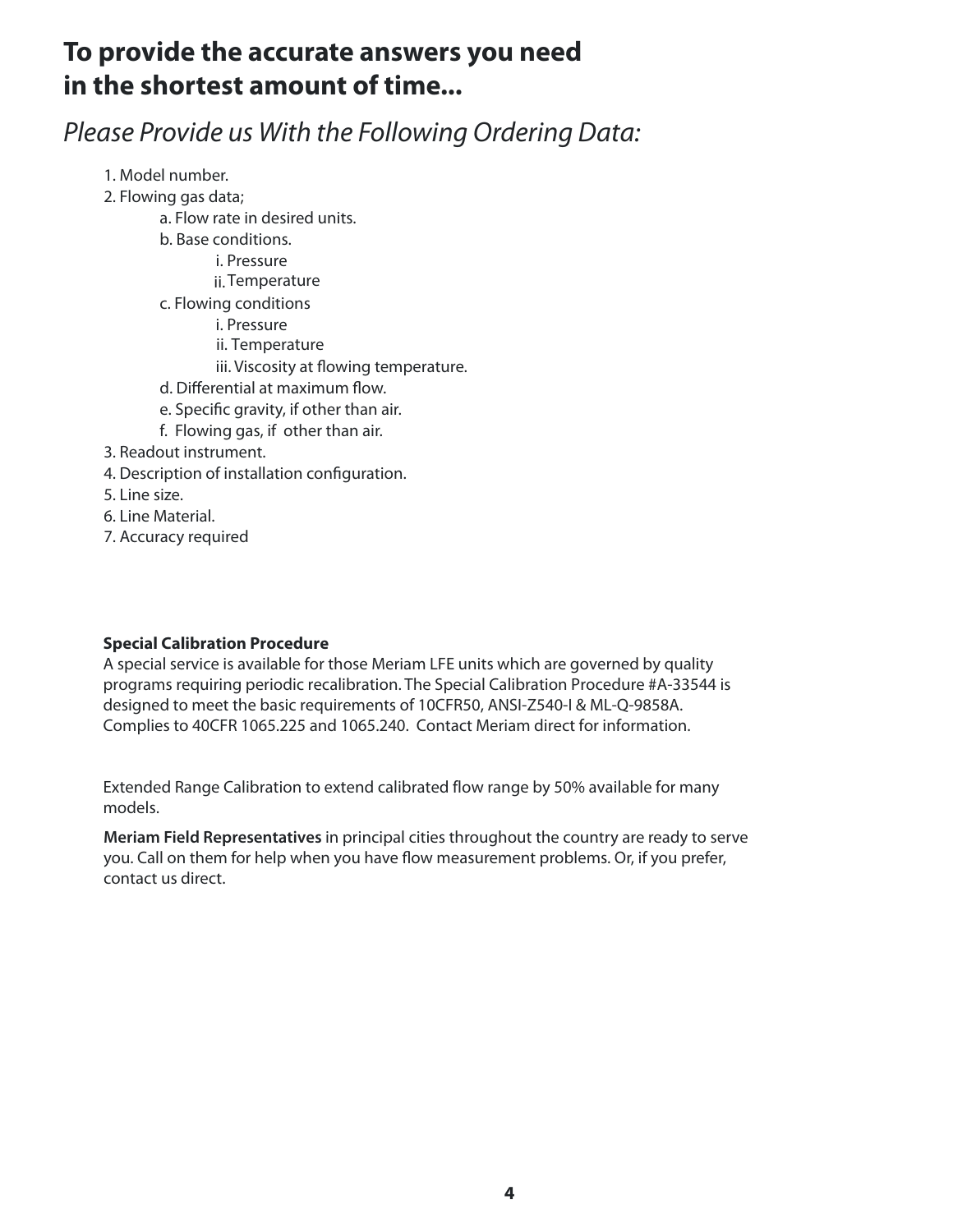# To provide the accurate answers you need in the shortest amount of time...

*Please Provide us With the Following Ordering Data:*

1. Model number.
2. Flowing gas data;
    - a. Flow rate in desired units.
    - b. Base conditions.
        - i. Pressure
        - ii. Temperature
    - c. Flowing conditions
        - i. Pressure
        - ii. Temperature
        - iii. Viscosity at flowing temperature.
    - d. Differential at maximum flow.
    - e. Specific gravity, if other than air.
    - f. Flowing gas, if other than air.
3. Readout instrument.
4. Description of installation configuration.
5. Line size.
6. Line Material.
7. Accuracy required

**Special Calibration Procedure**
A special service is available for those Meriam LFE units which are governed by quality programs requiring periodic recalibration. The Special Calibration Procedure #A-33544 is designed to meet the basic requirements of 10CFR50, ANSI-Z540-I & ML-Q-9858A. Complies to 40CFR 1065.225 and 1065.240. Contact Meriam direct for information.

Extended Range Calibration to extend calibrated flow range by 50% available for many models.

**Meriam Field Representatives** in principal cities throughout the country are ready to serve you. Call on them for help when you have flow measurement problems. Or, if you prefer, contact us direct.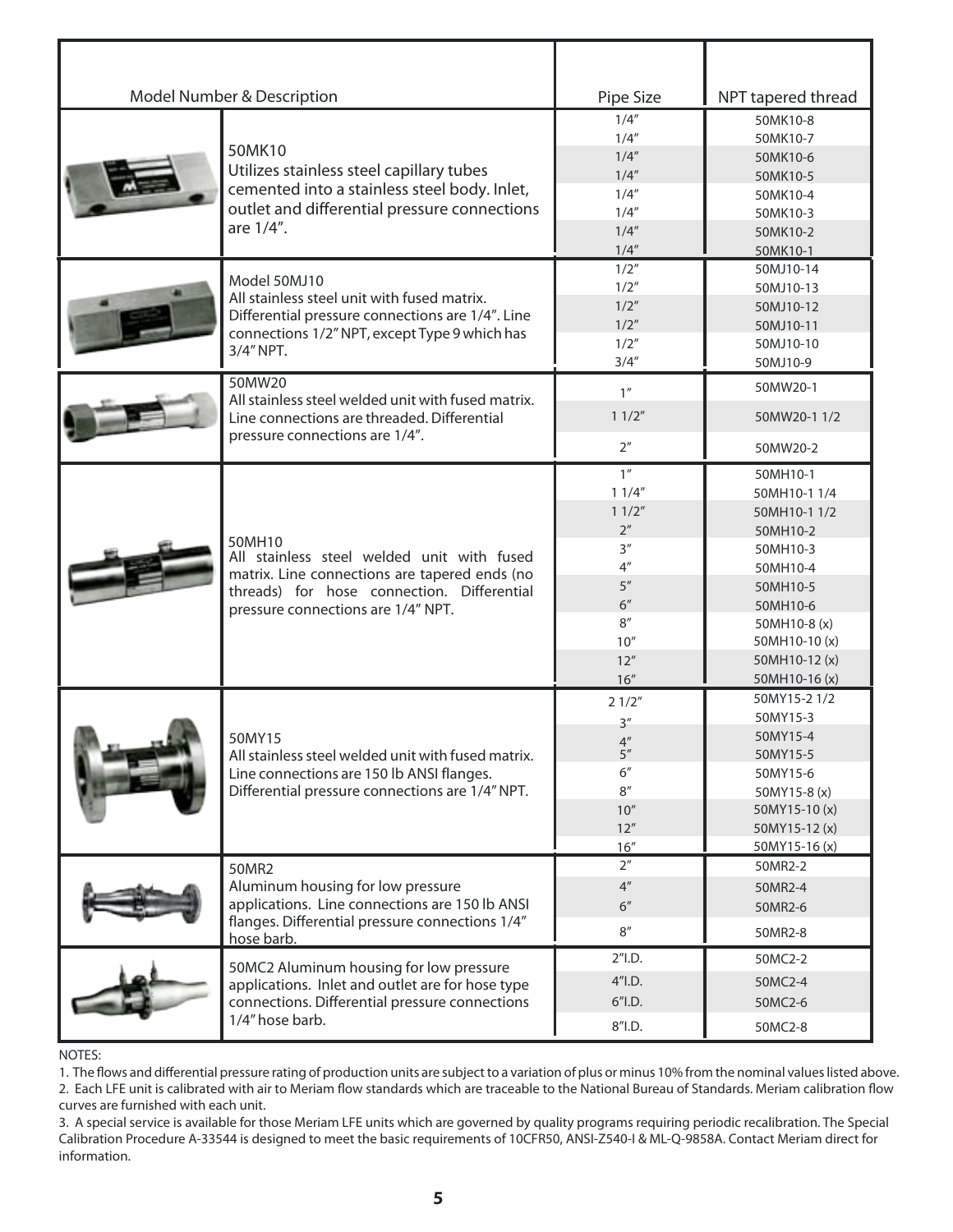| Model Number & Description | | Pipe Size | NPT tapered thread |
|---|---|---|---|
| | 50MK10<br>Utilizes stainless steel capillary tubes cemented into a stainless steel body. Inlet, outlet and differential pressure connections are 1/4". | 1/4" | 50MK10-8 |
| | | 1/4" | 50MK10-7 |
| | | 1/4" | 50MK10-6 |
| | | 1/4" | 50MK10-5 |
| | | 1/4" | 50MK10-4 |
| | | 1/4" | 50MK10-3 |
| | | 1/4" | 50MK10-2 |
| | | 1/4" | 50MK10-1 |
| | Model 50MJ10<br>All stainless steel unit with fused matrix. Differential pressure connections are 1/4". Line connections 1/2" NPT, except Type 9 which has 3/4" NPT. | 1/2" | 50MJ10-14 |
| | | 1/2" | 50MJ10-13 |
| | | 1/2" | 50MJ10-12 |
| | | 1/2" | 50MJ10-11 |
| | | 1/2" | 50MJ10-10 |
| | | 3/4" | 50MJ10-9 |
| | 50MW20<br>All stainless steel welded unit with fused matrix. Line connections are threaded. Differential pressure connections are 1/4". | 1" | 50MW20-1 |
| | | 1 1/2" | 50MW20-1 1/2 |
| | | 2" | 50MW20-2 |
| | 50MH10<br>All stainless steel welded unit with fused matrix. Line connections are tapered ends (no threads) for hose connection. Differential pressure connections are 1/4" NPT. | 1" | 50MH10-1 |
| | | 1 1/4" | 50MH10-1 1/4 |
| | | 1 1/2" | 50MH10-1 1/2 |
| | | 2" | 50MH10-2 |
| | | 3" | 50MH10-3 |
| | | 4" | 50MH10-4 |
| | | 5" | 50MH10-5 |
| | | 6" | 50MH10-6 |
| | | 8" | 50MH10-8 (x) |
| | | 10" | 50MH10-10 (x) |
| | | 12" | 50MH10-12 (x) |
| | | 16" | 50MH10-16 (x) |
| | 50MY15<br>All stainless steel welded unit with fused matrix. Line connections are 150 lb ANSI flanges. Differential pressure connections are 1/4" NPT. | 2 1/2" | 50MY15-2 1/2 |
| | | 3" | 50MY15-3 |
| | | 4" | 50MY15-4 |
| | | 5" | 50MY15-5 |
| | | 6" | 50MY15-6 |
| | | 8" | 50MY15-8 (x) |
| | | 10" | 50MY15-10 (x) |
| | | 12" | 50MY15-12 (x) |
| | | 16" | 50MY15-16 (x) |
| | 50MR2<br>Aluminum housing for low pressure applications. Line connections are 150 lb ANSI flanges. Differential pressure connections 1/4" hose barb. | 2" | 50MR2-2 |
| | | 4" | 50MR2-4 |
| | | 6" | 50MR2-6 |
| | | 8" | 50MR2-8 |
| | 50MC2 Aluminum housing for low pressure applications. Inlet and outlet are for hose type connections. Differential pressure connections 1/4" hose barb. | 2"I.D. | 50MC2-2 |
| | | 4"I.D. | 50MC2-4 |
| | | 6"I.D. | 50MC2-6 |
| | | 8"I.D. | 50MC2-8 |

NOTES:

1. The flows and differential pressure rating of production units are subject to a variation of plus or minus 10% from the nominal values listed above.
2. Each LFE unit is calibrated with air to Meriam flow standards which are traceable to the National Bureau of Standards. Meriam calibration flow curves are furnished with each unit.
3. A special service is available for those Meriam LFE units which are governed by quality programs requiring periodic recalibration. The Special Calibration Procedure A-33544 is designed to meet the basic requirements of 10CFR50, ANSI-Z540-I & ML-Q-9858A. Contact Meriam direct for information.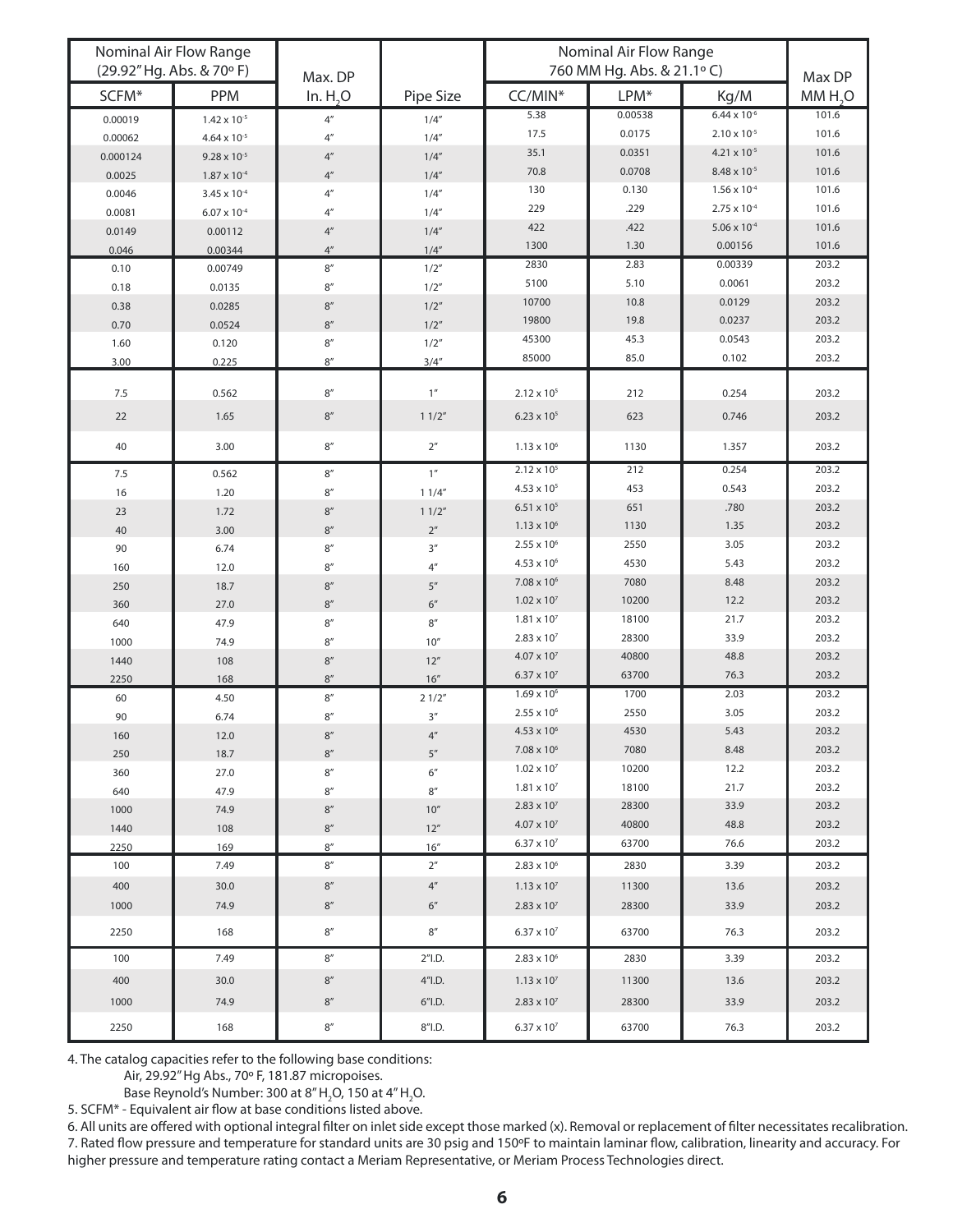| Nominal Air Flow Range (29.92" Hg. Abs. & 70° F) | | Max. DP | | Nominal Air Flow Range 760 MM Hg. Abs. & 21.1° C) | | | Max DP |
|---|---|---|---|---|---|---|---|
| SCFM* | PPM | In. $H_2O$ | Pipe Size | CC/MIN* | LPM* | Kg/M | MM $H_2O$ |
| 0.00019 | $1.42 \times 10^{-5}$ | 4" | 1/4" | 5.38 | 0.00538 | $6.44 \times 10^{-6}$ | 101.6 |
| 0.00062 | $4.64 \times 10^{-5}$ | 4" | 1/4" | 17.5 | 0.0175 | $2.10 \times 10^{-5}$ | 101.6 |
| 0.000124 | $9.28 \times 10^{-5}$ | 4" | 1/4" | 35.1 | 0.0351 | $4.21 \times 10^{-5}$ | 101.6 |
| 0.0025 | $1.87 \times 10^{-4}$ | 4" | 1/4" | 70.8 | 0.0708 | $8.48 \times 10^{-5}$ | 101.6 |
| 0.0046 | $3.45 \times 10^{-4}$ | 4" | 1/4" | 130 | 0.130 | $1.56 \times 10^{-4}$ | 101.6 |
| 0.0081 | $6.07 \times 10^{-4}$ | 4" | 1/4" | 229 | .229 | $2.75 \times 10^{-4}$ | 101.6 |
| 0.0149 | 0.00112 | 4" | 1/4" | 422 | .422 | $5.06 \times 10^{-4}$ | 101.6 |
| 0.046 | 0.00344 | 4" | 1/4" | 1300 | 1.30 | 0.00156 | 101.6 |
| 0.10 | 0.00749 | 8" | 1/2" | 2830 | 2.83 | 0.00339 | 203.2 |
| 0.18 | 0.0135 | 8" | 1/2" | 5100 | 5.10 | 0.0061 | 203.2 |
| 0.38 | 0.0285 | 8" | 1/2" | 10700 | 10.8 | 0.0129 | 203.2 |
| 0.70 | 0.0524 | 8" | 1/2" | 19800 | 19.8 | 0.0237 | 203.2 |
| 1.60 | 0.120 | 8" | 1/2" | 45300 | 45.3 | 0.0543 | 203.2 |
| 3.00 | 0.225 | 8" | 3/4" | 85000 | 85.0 | 0.102 | 203.2 |
| 7.5 | 0.562 | 8" | 1" | $2.12 \times 10^{5}$ | 212 | 0.254 | 203.2 |
| 22 | 1.65 | 8" | 1 1/2" | $6.23 \times 10^{5}$ | 623 | 0.746 | 203.2 |
| 40 | 3.00 | 8" | 2" | $1.13 \times 10^{6}$ | 1130 | 1.357 | 203.2 |
| 7.5 | 0.562 | 8" | 1" | $2.12 \times 10^{5}$ | 212 | 0.254 | 203.2 |
| 16 | 1.20 | 8" | 1 1/4" | $4.53 \times 10^{5}$ | 453 | 0.543 | 203.2 |
| 23 | 1.72 | 8" | 1 1/2" | $6.51 \times 10^{5}$ | 651 | .780 | 203.2 |
| 40 | 3.00 | 8" | 2" | $1.13 \times 10^{6}$ | 1130 | 1.35 | 203.2 |
| 90 | 6.74 | 8" | 3" | $2.55 \times 10^{6}$ | 2550 | 3.05 | 203.2 |
| 160 | 12.0 | 8" | 4" | $4.53 \times 10^{6}$ | 4530 | 5.43 | 203.2 |
| 250 | 18.7 | 8" | 5" | $7.08 \times 10^{6}$ | 7080 | 8.48 | 203.2 |
| 360 | 27.0 | 8" | 6" | $1.02 \times 10^{7}$ | 10200 | 12.2 | 203.2 |
| 640 | 47.9 | 8" | 8" | $1.81 \times 10^{7}$ | 18100 | 21.7 | 203.2 |
| 1000 | 74.9 | 8" | 10" | $2.83 \times 10^{7}$ | 28300 | 33.9 | 203.2 |
| 1440 | 108 | 8" | 12" | $4.07 \times 10^{7}$ | 40800 | 48.8 | 203.2 |
| 2250 | 168 | 8" | 16" | $6.37 \times 10^{7}$ | 63700 | 76.3 | 203.2 |
| 60 | 4.50 | 8" | 2 1/2" | $1.69 \times 10^{6}$ | 1700 | 2.03 | 203.2 |
| 90 | 6.74 | 8" | 3" | $2.55 \times 10^{6}$ | 2550 | 3.05 | 203.2 |
| 160 | 12.0 | 8" | 4" | $4.53 \times 10^{6}$ | 4530 | 5.43 | 203.2 |
| 250 | 18.7 | 8" | 5" | $7.08 \times 10^{6}$ | 7080 | 8.48 | 203.2 |
| 360 | 27.0 | 8" | 6" | $1.02 \times 10^{7}$ | 10200 | 12.2 | 203.2 |
| 640 | 47.9 | 8" | 8" | $1.81 \times 10^{7}$ | 18100 | 21.7 | 203.2 |
| 1000 | 74.9 | 8" | 10" | $2.83 \times 10^{7}$ | 28300 | 33.9 | 203.2 |
| 1440 | 108 | 8" | 12" | $4.07 \times 10^{7}$ | 40800 | 48.8 | 203.2 |
| 2250 | 169 | 8" | 16" | $6.37 \times 10^{7}$ | 63700 | 76.6 | 203.2 |
| 100 | 7.49 | 8" | 2" | $2.83 \times 10^{6}$ | 2830 | 3.39 | 203.2 |
| 400 | 30.0 | 8" | 4" | $1.13 \times 10^{7}$ | 11300 | 13.6 | 203.2 |
| 1000 | 74.9 | 8" | 6" | $2.83 \times 10^{7}$ | 28300 | 33.9 | 203.2 |
| 2250 | 168 | 8" | 8" | $6.37 \times 10^{7}$ | 63700 | 76.3 | 203.2 |
| 100 | 7.49 | 8" | 2"I.D. | $2.83 \times 10^{6}$ | 2830 | 3.39 | 203.2 |
| 400 | 30.0 | 8" | 4"I.D. | $1.13 \times 10^{7}$ | 11300 | 13.6 | 203.2 |
| 1000 | 74.9 | 8" | 6"I.D. | $2.83 \times 10^{7}$ | 28300 | 33.9 | 203.2 |
| 2250 | 168 | 8" | 8"I.D. | $6.37 \times 10^{7}$ | 63700 | 76.3 | 203.2 |

4. The catalog capacities refer to the following base conditions:
    Air, 29.92" Hg Abs., 70° F, 181.87 micropoises.
    Base Reynold's Number: 300 at 8" $H_2O$, 150 at 4" $H_2O$.

5. SCFM* - Equivalent air flow at base conditions listed above.

6. All units are offered with optional integral filter on inlet side except those marked (x). Removal or replacement of filter necessitates recalibration.

7. Rated flow pressure and temperature for standard units are 30 psig and 150ºF to maintain laminar flow, calibration, linearity and accuracy. For higher pressure and temperature rating contact a Meriam Representative, or Meriam Process Technologies direct.